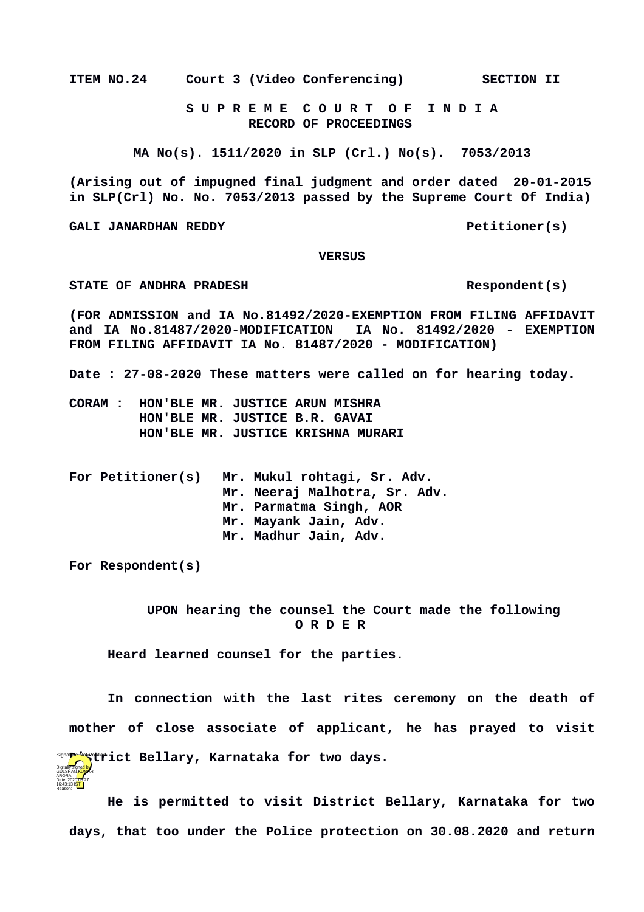**ITEM NO.24 Court 3 (Video Conferencing) SECTION II**

**S U P R E M E C O U R T O F I N D I A**
**RECORD OF PROCEEDINGS**

**MA No(s). 1511/2020 in SLP (Crl.) No(s). 7053/2013**

**(Arising out of impugned final judgment and order dated 20-01-2015 in SLP(Crl) No. No. 7053/2013 passed by the Supreme Court Of India)**

**GALI JANARDHAN REDDY Petitioner(s)**

**VERSUS**

**STATE OF ANDHRA PRADESH Respondent(s)**

**(FOR ADMISSION and IA No.81492/2020-EXEMPTION FROM FILING AFFIDAVIT and IA No.81487/2020-MODIFICATION IA No. 81492/2020 - EXEMPTION FROM FILING AFFIDAVIT IA No. 81487/2020 - MODIFICATION)**

**Date : 27-08-2020 These matters were called on for hearing today.**

**CORAM : HON'BLE MR. JUSTICE ARUN MISHRA**
**HON'BLE MR. JUSTICE B.R. GAVAI**
**HON'BLE MR. JUSTICE KRISHNA MURARI**

**For Petitioner(s)** Mr. Mukul rohtagi, Sr. Adv.
Mr. Neeraj Malhotra, Sr. Adv.
Mr. Parmatma Singh, AOR
Mr. Mayank Jain, Adv.
Mr. Madhur Jain, Adv.

**For Respondent(s)**

**UPON hearing the counsel the Court made the following**
**O R D E R**

Heard learned counsel for the parties.

In connection with the last rites ceremony on the death of mother of close associate of applicant, he has prayed to visit District Bellary, Karnataka for two days.

He is permitted to visit District Bellary, Karnataka for two days, that too under the Police protection on 30.08.2020 and return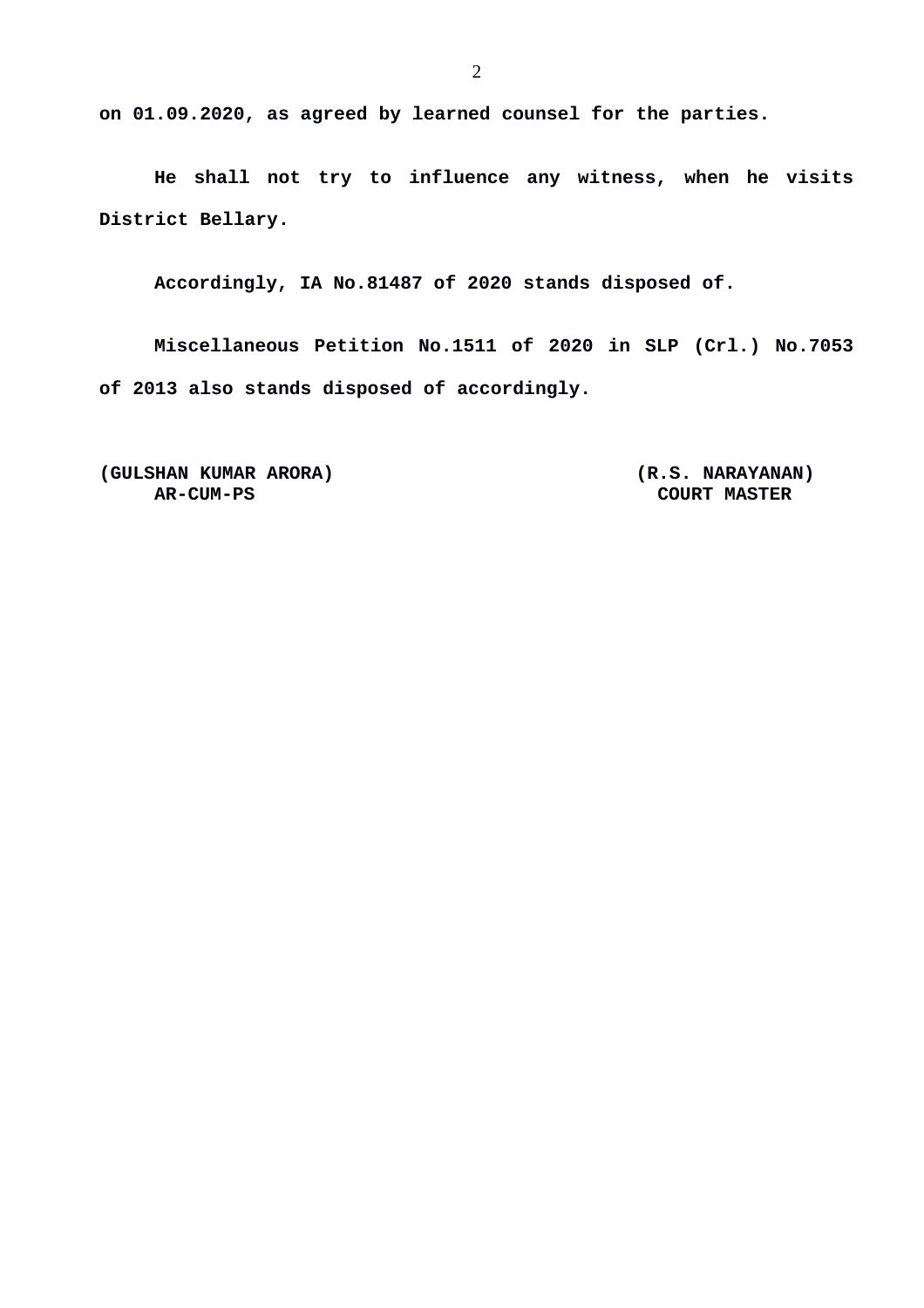**on 01.09.2020, as agreed by learned counsel for the parties.**

**He shall not try to influence any witness, when he visits District Bellary.**

**Accordingly, IA No.81487 of 2020 stands disposed of.**

**Miscellaneous Petition No.1511 of 2020 in SLP (Crl.) No.7053 of 2013 also stands disposed of accordingly.**

| | |
|---|---|
| **(GULSHAN KUMAR ARORA)** | **(R.S. NARAYANAN)** |
| **AR-CUM-PS** | **COURT MASTER** |